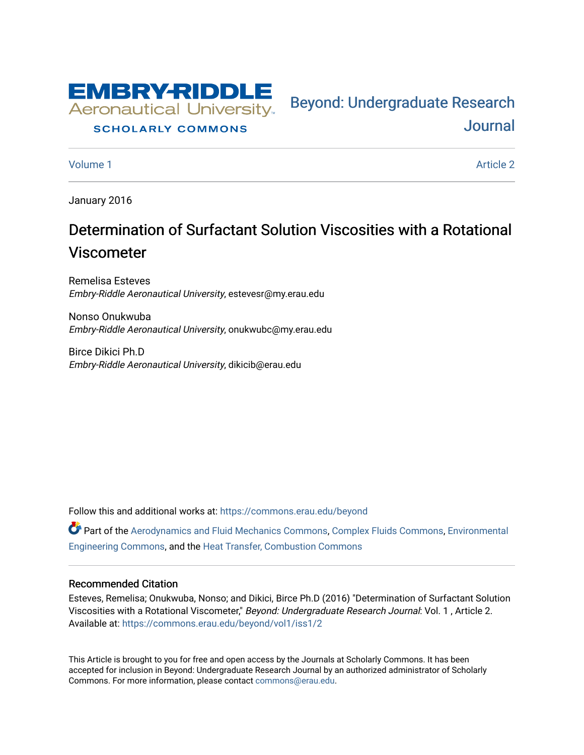EMBRY-RIDDLE Aeronautical University

SCHOLARLY COMMONS

Beyond: Undergraduate Research Journal

Volume 1 | Article 2

January 2016

# Determination of Surfactant Solution Viscosities with a Rotational Viscometer

Remelisa Esteves
*Embry-Riddle Aeronautical University*, estevesr@my.erau.edu

Nonso Onukwuba
*Embry-Riddle Aeronautical University*, onukwubc@my.erau.edu

Birce Dikici Ph.D
*Embry-Riddle Aeronautical University*, dikicib@erau.edu

Follow this and additional works at: https://commons.erau.edu/beyond

Part of the Aerodynamics and Fluid Mechanics Commons, Complex Fluids Commons, Environmental Engineering Commons, and the Heat Transfer, Combustion Commons

## Recommended Citation

Esteves, Remelisa; Onukwuba, Nonso; and Dikici, Birce Ph.D (2016) "Determination of Surfactant Solution Viscosities with a Rotational Viscometer," *Beyond: Undergraduate Research Journal*: Vol. 1 , Article 2.
Available at: https://commons.erau.edu/beyond/vol1/iss1/2

This Article is brought to you for free and open access by the Journals at Scholarly Commons. It has been accepted for inclusion in Beyond: Undergraduate Research Journal by an authorized administrator of Scholarly Commons. For more information, please contact commons@erau.edu.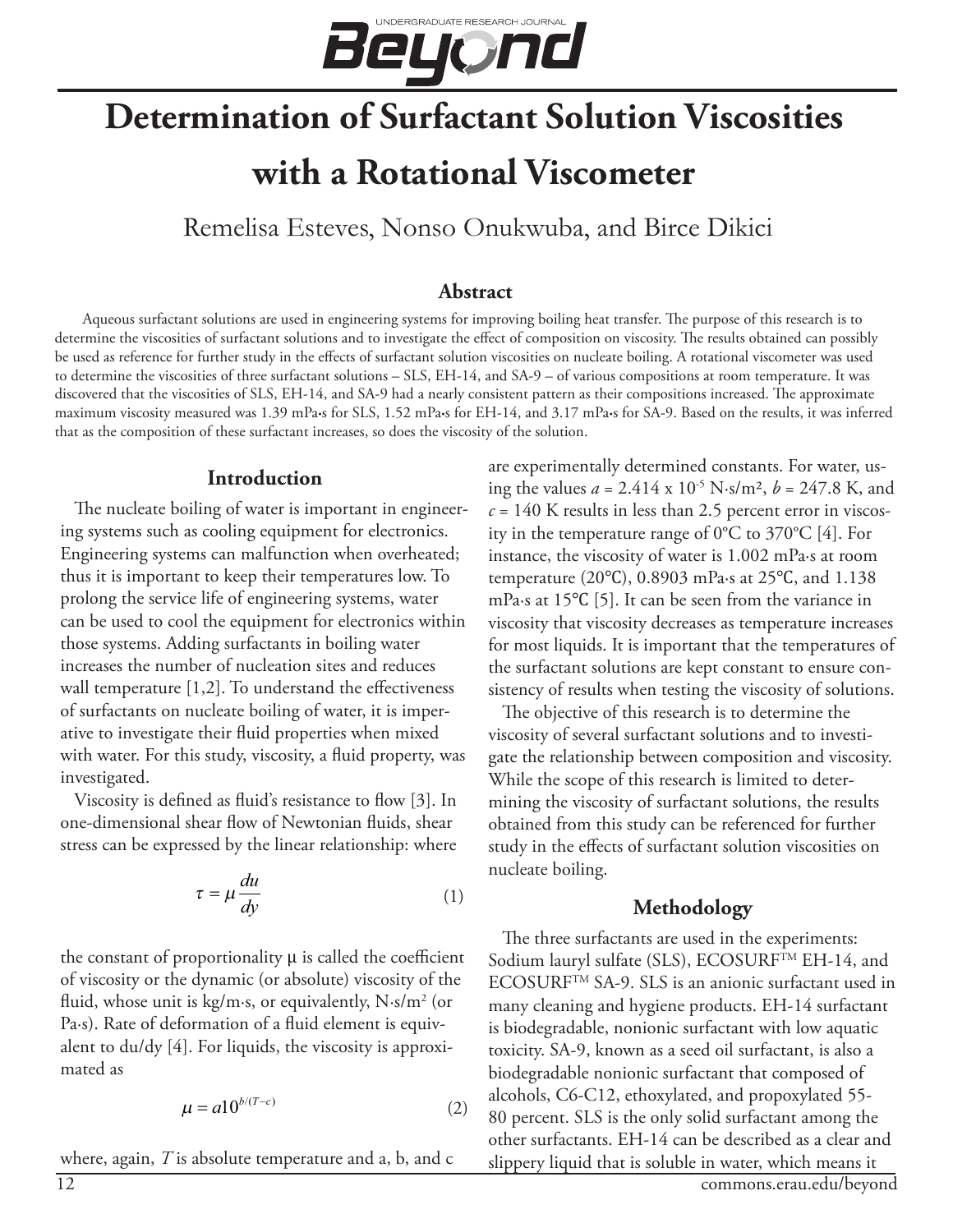# Determination of Surfactant Solution Viscosities with a Rotational Viscometer

Remelisa Esteves, Nonso Onukwuba, and Birce Dikici

## Abstract

Aqueous surfactant solutions are used in engineering systems for improving boiling heat transfer. The purpose of this research is to determine the viscosities of surfactant solutions and to investigate the effect of composition on viscosity. The results obtained can possibly be used as reference for further study in the effects of surfactant solution viscosities on nucleate boiling. A rotational viscometer was used to determine the viscosities of three surfactant solutions – SLS, EH-14, and SA-9 – of various compositions at room temperature. It was discovered that the viscosities of SLS, EH-14, and SA-9 had a nearly consistent pattern as their compositions increased. The approximate maximum viscosity measured was 1.39 mPa•s for SLS, 1.52 mPa•s for EH-14, and 3.17 mPa•s for SA-9. Based on the results, it was inferred that as the composition of these surfactant increases, so does the viscosity of the solution.

## Introduction

The nucleate boiling of water is important in engineering systems such as cooling equipment for electronics. Engineering systems can malfunction when overheated; thus it is important to keep their temperatures low. To prolong the service life of engineering systems, water can be used to cool the equipment for electronics within those systems. Adding surfactants in boiling water increases the number of nucleation sites and reduces wall temperature [1,2]. To understand the effectiveness of surfactants on nucleate boiling of water, it is imperative to investigate their fluid properties when mixed with water. For this study, viscosity, a fluid property, was investigated.

Viscosity is defined as fluid's resistance to flow [3]. In one-dimensional shear flow of Newtonian fluids, shear stress can be expressed by the linear relationship: where

$$\tau = \mu \frac{du}{dy} \tag{1}$$

the constant of proportionality μ is called the coefficient of viscosity or the dynamic (or absolute) viscosity of the fluid, whose unit is kg/m·s, or equivalently, N·s/m² (or Pa·s). Rate of deformation of a fluid element is equivalent to du/dy [4]. For liquids, the viscosity is approximated as

$$\mu = a10^{b/(T-c)} \tag{2}$$

where, again, $T$ is absolute temperature and a, b, and c are experimentally determined constants. For water, using the values $a = 2.414 \times 10^{-5}$ N·s/m², $b = 247.8$ K, and $c = 140$ K results in less than 2.5 percent error in viscosity in the temperature range of 0°C to 370°C [4]. For instance, the viscosity of water is 1.002 mPa·s at room temperature (20℃), 0.8903 mPa·s at 25℃, and 1.138 mPa·s at 15℃ [5]. It can be seen from the variance in viscosity that viscosity decreases as temperature increases for most liquids. It is important that the temperatures of the surfactant solutions are kept constant to ensure consistency of results when testing the viscosity of solutions.

The objective of this research is to determine the viscosity of several surfactant solutions and to investigate the relationship between composition and viscosity. While the scope of this research is limited to determining the viscosity of surfactant solutions, the results obtained from this study can be referenced for further study in the effects of surfactant solution viscosities on nucleate boiling.

## Methodology

The three surfactants are used in the experiments: Sodium lauryl sulfate (SLS), ECOSURF™ EH-14, and ECOSURF™ SA-9. SLS is an anionic surfactant used in many cleaning and hygiene products. EH-14 surfactant is biodegradable, nonionic surfactant with low aquatic toxicity. SA-9, known as a seed oil surfactant, is also a biodegradable nonionic surfactant that composed of alcohols, C6-C12, ethoxylated, and propoxylated 55-80 percent. SLS is the only solid surfactant among the other surfactants. EH-14 can be described as a clear and slippery liquid that is soluble in water, which means it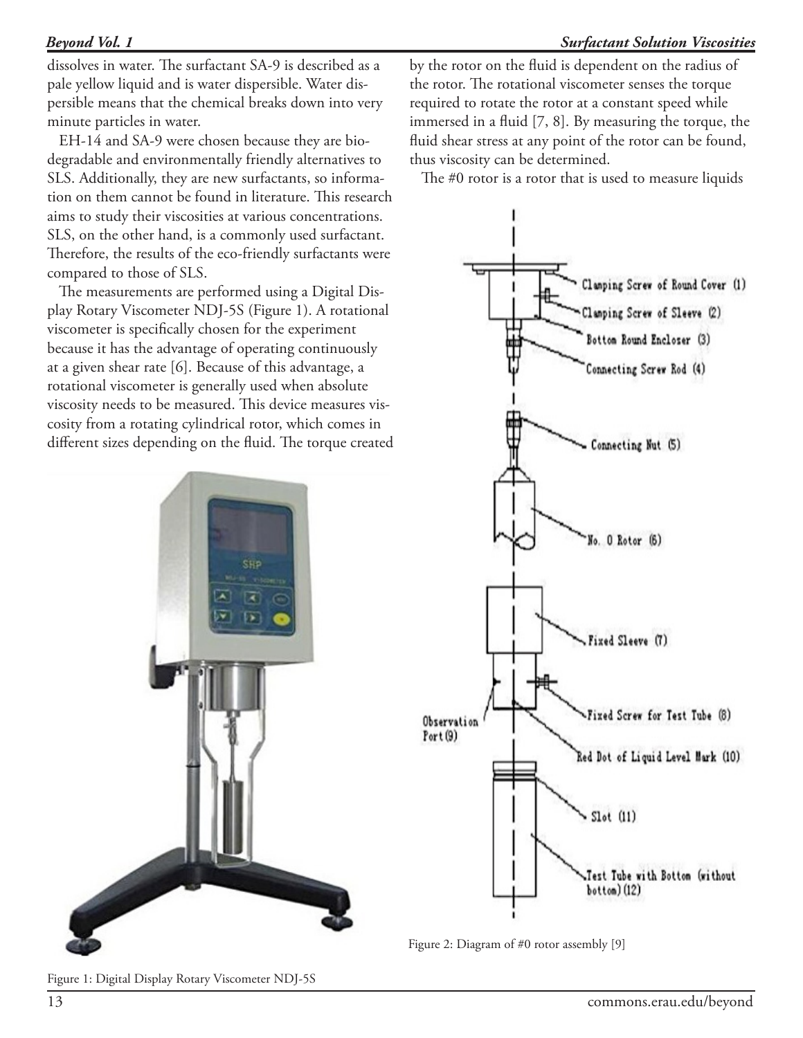dissolves in water. The surfactant SA-9 is described as a pale yellow liquid and is water dispersible. Water dispersible means that the chemical breaks down into very minute particles in water.

EH-14 and SA-9 were chosen because they are biodegradable and environmentally friendly alternatives to SLS. Additionally, they are new surfactants, so information on them cannot be found in literature. This research aims to study their viscosities at various concentrations. SLS, on the other hand, is a commonly used surfactant. Therefore, the results of the eco-friendly surfactants were compared to those of SLS.

The measurements are performed using a Digital Display Rotary Viscometer NDJ-5S (Figure 1). A rotational viscometer is specifically chosen for the experiment because it has the advantage of operating continuously at a given shear rate [6]. Because of this advantage, a rotational viscometer is generally used when absolute viscosity needs to be measured. This device measures viscosity from a rotating cylindrical rotor, which comes in different sizes depending on the fluid. The torque created by the rotor on the fluid is dependent on the radius of the rotor. The rotational viscometer senses the torque required to rotate the rotor at a constant speed while immersed in a fluid [7, 8]. By measuring the torque, the fluid shear stress at any point of the rotor can be found, thus viscosity can be determined.

The #0 rotor is a rotor that is used to measure liquids

Figure 1: Digital Display Rotary Viscometer NDJ-5S

Figure 2: Diagram of #0 rotor assembly [9]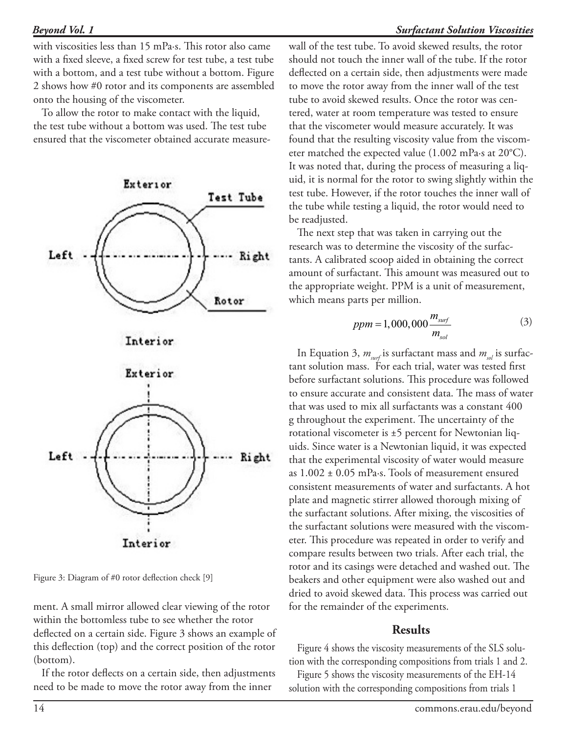with viscosities less than 15 mPa·s. This rotor also came with a fixed sleeve, a fixed screw for test tube, a test tube with a bottom, and a test tube without a bottom. Figure 2 shows how #0 rotor and its components are assembled onto the housing of the viscometer.

To allow the rotor to make contact with the liquid, the test tube without a bottom was used. The test tube ensured that the viscometer obtained accurate measurement. A small mirror allowed clear viewing of the rotor within the bottomless tube to see whether the rotor deflected on a certain side. Figure 3 shows an example of this deflection (top) and the correct position of the rotor (bottom).

Figure 3: Diagram of #0 rotor deflection check [9]

If the rotor deflects on a certain side, then adjustments need to be made to move the rotor away from the inner wall of the test tube. To avoid skewed results, the rotor should not touch the inner wall of the tube. If the rotor deflected on a certain side, then adjustments were made to move the rotor away from the inner wall of the test tube to avoid skewed results. Once the rotor was centered, water at room temperature was tested to ensure that the viscometer would measure accurately. It was found that the resulting viscosity value from the viscometer matched the expected value (1.002 mPa·s at 20°C). It was noted that, during the process of measuring a liquid, it is normal for the rotor to swing slightly within the test tube. However, if the rotor touches the inner wall of the tube while testing a liquid, the rotor would need to be readjusted.

The next step that was taken in carrying out the research was to determine the viscosity of the surfactants. A calibrated scoop aided in obtaining the correct amount of surfactant. This amount was measured out to the appropriate weight. PPM is a unit of measurement, which means parts per million.

$$ppm = 1{,}000{,}000 \frac{m_{surf}}{m_{sol}} \tag{3}$$

In Equation 3, $m_{surf}$ is surfactant mass and $m_{sol}$ is surfactant solution mass. For each trial, water was tested first before surfactant solutions. This procedure was followed to ensure accurate and consistent data. The mass of water that was used to mix all surfactants was a constant 400 g throughout the experiment. The uncertainty of the rotational viscometer is ±5 percent for Newtonian liquids. Since water is a Newtonian liquid, it was expected that the experimental viscosity of water would measure as 1.002 ± 0.05 mPa·s. Tools of measurement ensured consistent measurements of water and surfactants. A hot plate and magnetic stirrer allowed thorough mixing of the surfactant solutions. After mixing, the viscosities of the surfactant solutions were measured with the viscometer. This procedure was repeated in order to verify and compare results between two trials. After each trial, the rotor and its casings were detached and washed out. The beakers and other equipment were also washed out and dried to avoid skewed data. This process was carried out for the remainder of the experiments.

## Results

Figure 4 shows the viscosity measurements of the SLS solution with the corresponding compositions from trials 1 and 2.

Figure 5 shows the viscosity measurements of the EH-14 solution with the corresponding compositions from trials 1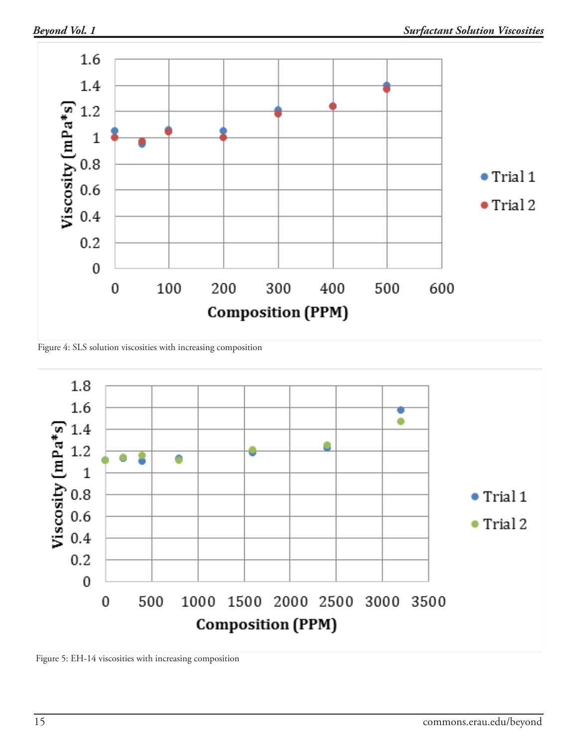Figure 4: SLS solution viscosities with increasing composition

Figure 5: EH-14 viscosities with increasing composition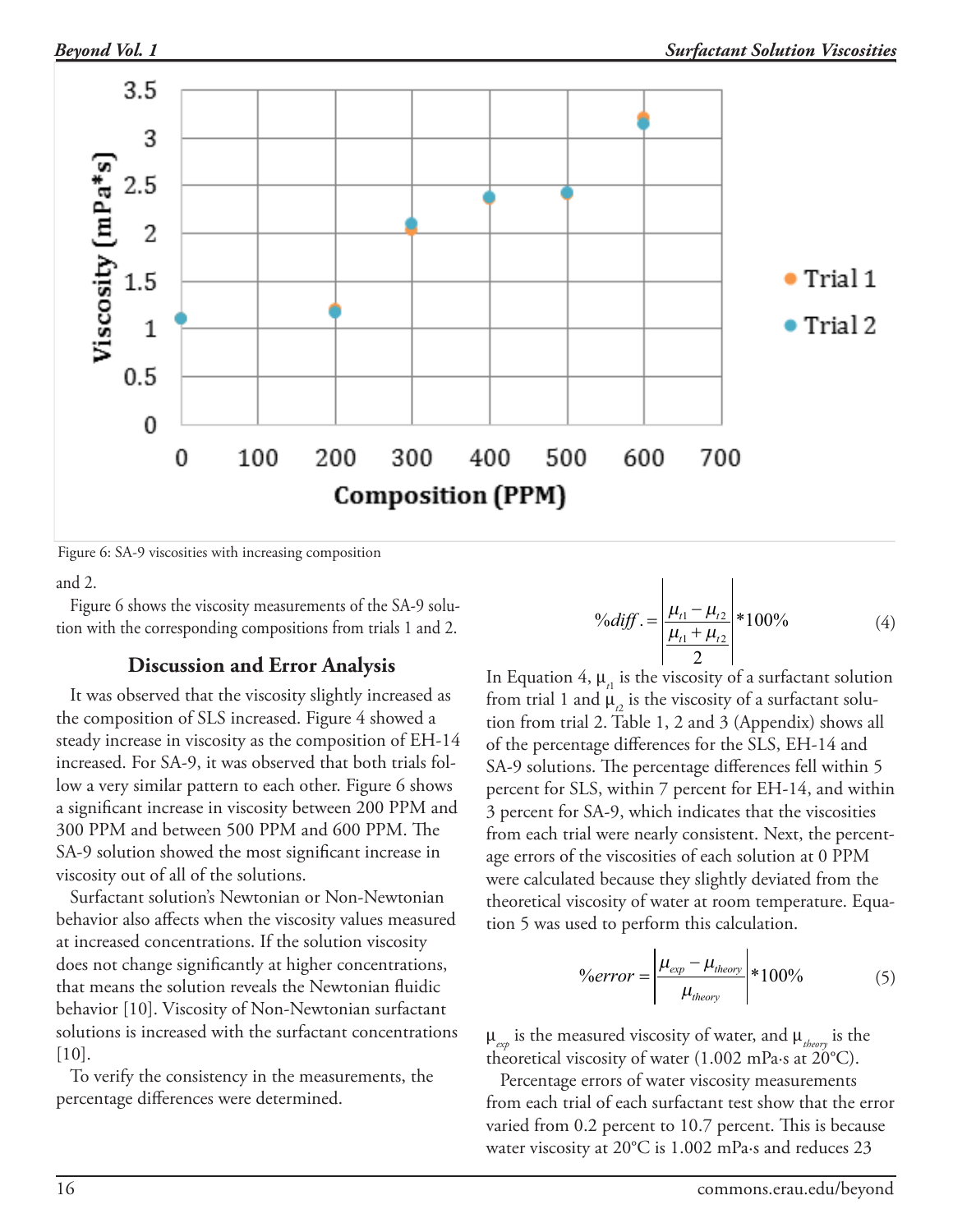Figure 6: SA-9 viscosities with increasing composition

and 2.

Figure 6 shows the viscosity measurements of the SA-9 solution with the corresponding compositions from trials 1 and 2.

## Discussion and Error Analysis

It was observed that the viscosity slightly increased as the composition of SLS increased. Figure 4 showed a steady increase in viscosity as the composition of EH-14 increased. For SA-9, it was observed that both trials follow a very similar pattern to each other. Figure 6 shows a significant increase in viscosity between 200 PPM and 300 PPM and between 500 PPM and 600 PPM. The SA-9 solution showed the most significant increase in viscosity out of all of the solutions.

Surfactant solution's Newtonian or Non-Newtonian behavior also affects when the viscosity values measured at increased concentrations. If the solution viscosity does not change significantly at higher concentrations, that means the solution reveals the Newtonian fluidic behavior [10]. Viscosity of Non-Newtonian surfactant solutions is increased with the surfactant concentrations [10].

To verify the consistency in the measurements, the percentage differences were determined.

$$\%diff. = \left| \frac{\mu_{t1} - \mu_{t2}}{\frac{\mu_{t1} + \mu_{t2}}{2}} \right| * 100\% \quad (4)$$

In Equation 4, $\mu_{t1}$ is the viscosity of a surfactant solution from trial 1 and $\mu_{t2}$ is the viscosity of a surfactant solution from trial 2. Table 1, 2 and 3 (Appendix) shows all of the percentage differences for the SLS, EH-14 and SA-9 solutions. The percentage differences fell within 5 percent for SLS, within 7 percent for EH-14, and within 3 percent for SA-9, which indicates that the viscosities from each trial were nearly consistent. Next, the percentage errors of the viscosities of each solution at 0 PPM were calculated because they slightly deviated from the theoretical viscosity of water at room temperature. Equation 5 was used to perform this calculation.

$$\%error = \left| \frac{\mu_{exp} - \mu_{theory}}{\mu_{theory}} \right| * 100\% \quad (5)$$

$\mu_{exp}$ is the measured viscosity of water, and $\mu_{theory}$ is the theoretical viscosity of water (1.002 mPa·s at 20°C).

Percentage errors of water viscosity measurements from each trial of each surfactant test show that the error varied from 0.2 percent to 10.7 percent. This is because water viscosity at 20°C is 1.002 mPa·s and reduces 23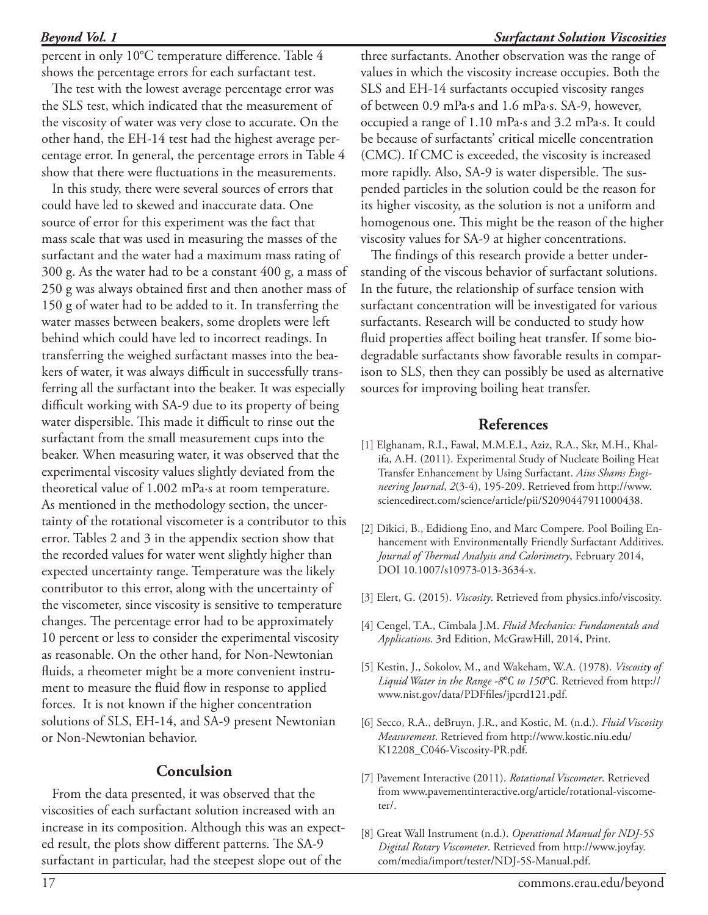percent in only 10°C temperature difference. Table 4 shows the percentage errors for each surfactant test.

The test with the lowest average percentage error was the SLS test, which indicated that the measurement of the viscosity of water was very close to accurate. On the other hand, the EH-14 test had the highest average percentage error. In general, the percentage errors in Table 4 show that there were fluctuations in the measurements.

In this study, there were several sources of errors that could have led to skewed and inaccurate data. One source of error for this experiment was the fact that mass scale that was used in measuring the masses of the surfactant and the water had a maximum mass rating of 300 g. As the water had to be a constant 400 g, a mass of 250 g was always obtained first and then another mass of 150 g of water had to be added to it. In transferring the water masses between beakers, some droplets were left behind which could have led to incorrect readings. In transferring the weighed surfactant masses into the beakers of water, it was always difficult in successfully transferring all the surfactant into the beaker. It was especially difficult working with SA-9 due to its property of being water dispersible. This made it difficult to rinse out the surfactant from the small measurement cups into the beaker. When measuring water, it was observed that the experimental viscosity values slightly deviated from the theoretical value of 1.002 mPa·s at room temperature. As mentioned in the methodology section, the uncertainty of the rotational viscometer is a contributor to this error. Tables 2 and 3 in the appendix section show that the recorded values for water went slightly higher than expected uncertainty range. Temperature was the likely contributor to this error, along with the uncertainty of the viscometer, since viscosity is sensitive to temperature changes. The percentage error had to be approximately 10 percent or less to consider the experimental viscosity as reasonable. On the other hand, for Non-Newtonian fluids, a rheometer might be a more convenient instrument to measure the fluid flow in response to applied forces. It is not known if the higher concentration solutions of SLS, EH-14, and SA-9 present Newtonian or Non-Newtonian behavior.

## Conculsion

From the data presented, it was observed that the viscosities of each surfactant solution increased with an increase in its composition. Although this was an expected result, the plots show different patterns. The SA-9 surfactant in particular, had the steepest slope out of the three surfactants. Another observation was the range of values in which the viscosity increase occupies. Both the SLS and EH-14 surfactants occupied viscosity ranges of between 0.9 mPa·s and 1.6 mPa·s. SA-9, however, occupied a range of 1.10 mPa·s and 3.2 mPa·s. It could be because of surfactants' critical micelle concentration (CMC). If CMC is exceeded, the viscosity is increased more rapidly. Also, SA-9 is water dispersible. The suspended particles in the solution could be the reason for its higher viscosity, as the solution is not a uniform and homogenous one. This might be the reason of the higher viscosity values for SA-9 at higher concentrations.

The findings of this research provide a better understanding of the viscous behavior of surfactant solutions. In the future, the relationship of surface tension with surfactant concentration will be investigated for various surfactants. Research will be conducted to study how fluid properties affect boiling heat transfer. If some biodegradable surfactants show favorable results in comparison to SLS, then they can possibly be used as alternative sources for improving boiling heat transfer.

## References

[1] Elghanam, R.I., Fawal, M.M.E.L, Aziz, R.A., Skr, M.H., Khalifa, A.H. (2011). Experimental Study of Nucleate Boiling Heat Transfer Enhancement by Using Surfactant. *Ains Shams Engineering Journal*, *2*(3-4), 195-209. Retrieved from http://www.sciencedirect.com/science/article/pii/S2090447911000438.

[2] Dikici, B., Edidiong Eno, and Marc Compere. Pool Boiling Enhancement with Environmentally Friendly Surfactant Additives. *Journal of Thermal Analysis and Calorimetry*, February 2014, DOI 10.1007/s10973-013-3634-x.

[3] Elert, G. (2015). *Viscosity*. Retrieved from physics.info/viscosity.

[4] Cengel, T.A., Cimbala J.M. *Fluid Mechanics: Fundamentals and Applications*. 3rd Edition, McGrawHill, 2014, Print.

[5] Kestin, J., Sokolov, M., and Wakeham, W.A. (1978). *Viscosity of Liquid Water in the Range -8°C to 150°C*. Retrieved from http://www.nist.gov/data/PDFfiles/jpcrd121.pdf.

[6] Secco, R.A., deBruyn, J.R., and Kostic, M. (n.d.). *Fluid Viscosity Measurement*. Retrieved from http://www.kostic.niu.edu/K12208_C046-Viscosity-PR.pdf.

[7] Pavement Interactive (2011). *Rotational Viscometer*. Retrieved from www.pavementinteractive.org/article/rotational-viscometer/.

[8] Great Wall Instrument (n.d.). *Operational Manual for NDJ-5S Digital Rotary Viscometer*. Retrieved from http://www.joyfay.com/media/import/tester/NDJ-5S-Manual.pdf.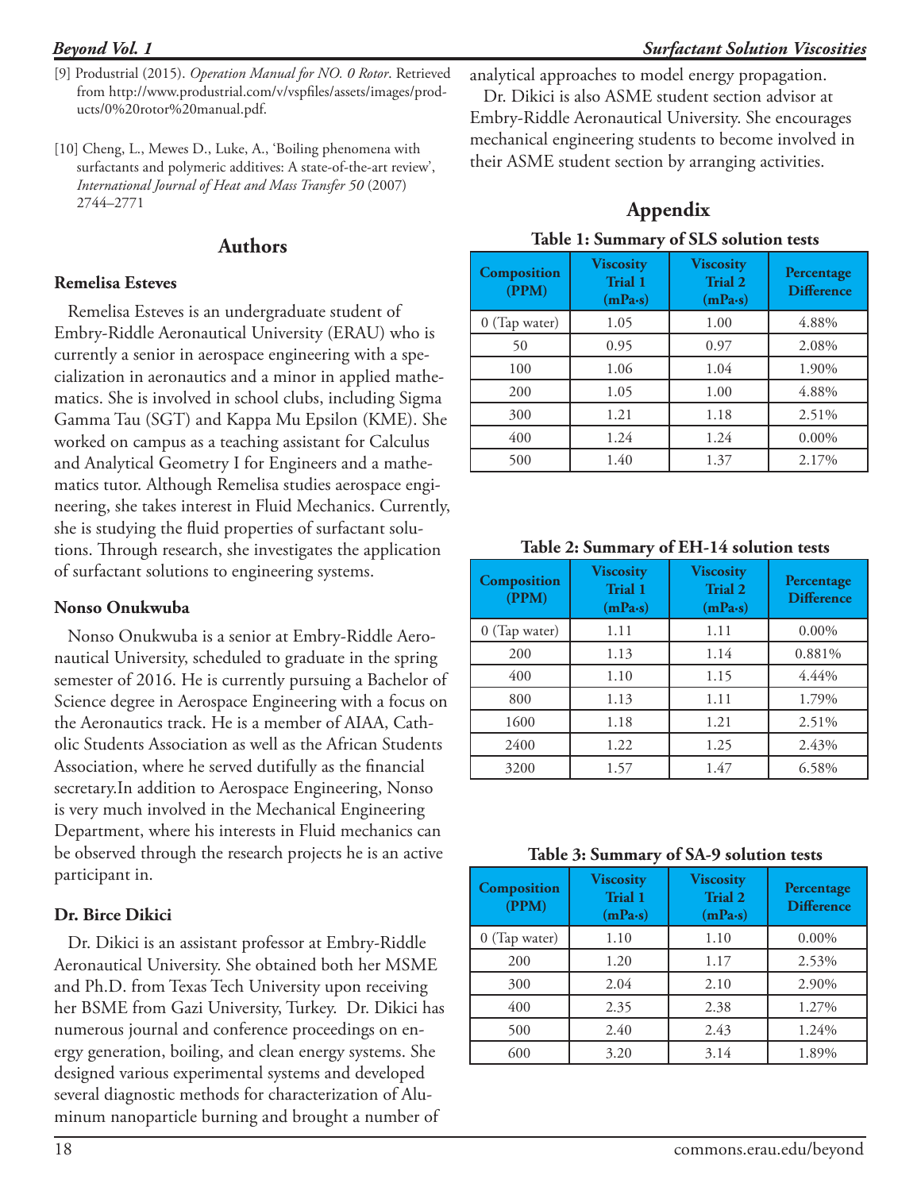[9] Produstrial (2015). *Operation Manual for NO. 0 Rotor*. Retrieved from http://www.produstrial.com/v/vspfiles/assets/images/products/0%20rotor%20manual.pdf.

[10] Cheng, L., Mewes D., Luke, A., 'Boiling phenomena with surfactants and polymeric additives: A state-of-the-art review', *International Journal of Heat and Mass Transfer 50* (2007) 2744–2771

## Authors

### Remelisa Esteves

Remelisa Esteves is an undergraduate student of Embry-Riddle Aeronautical University (ERAU) who is currently a senior in aerospace engineering with a specialization in aeronautics and a minor in applied mathematics. She is involved in school clubs, including Sigma Gamma Tau (SGT) and Kappa Mu Epsilon (KME). She worked on campus as a teaching assistant for Calculus and Analytical Geometry I for Engineers and a mathematics tutor. Although Remelisa studies aerospace engineering, she takes interest in Fluid Mechanics. Currently, she is studying the fluid properties of surfactant solutions. Through research, she investigates the application of surfactant solutions to engineering systems.

### Nonso Onukwuba

Nonso Onukwuba is a senior at Embry-Riddle Aeronautical University, scheduled to graduate in the spring semester of 2016. He is currently pursuing a Bachelor of Science degree in Aerospace Engineering with a focus on the Aeronautics track. He is a member of AIAA, Catholic Students Association as well as the African Students Association, where he served dutifully as the financial secretary.In addition to Aerospace Engineering, Nonso is very much involved in the Mechanical Engineering Department, where his interests in Fluid mechanics can be observed through the research projects he is an active participant in.

### Dr. Birce Dikici

Dr. Dikici is an assistant professor at Embry-Riddle Aeronautical University. She obtained both her MSME and Ph.D. from Texas Tech University upon receiving her BSME from Gazi University, Turkey. Dr. Dikici has numerous journal and conference proceedings on energy generation, boiling, and clean energy systems. She designed various experimental systems and developed several diagnostic methods for characterization of Aluminum nanoparticle burning and brought a number of analytical approaches to model energy propagation.

Dr. Dikici is also ASME student section advisor at Embry-Riddle Aeronautical University. She encourages mechanical engineering students to become involved in their ASME student section by arranging activities.

## Appendix

**Table 1: Summary of SLS solution tests**

| Composition (PPM) | Viscosity Trial 1 (mPa·s) | Viscosity Trial 2 (mPa·s) | Percentage Difference |
|---|---|---|---|
| 0 (Tap water) | 1.05 | 1.00 | 4.88% |
| 50 | 0.95 | 0.97 | 2.08% |
| 100 | 1.06 | 1.04 | 1.90% |
| 200 | 1.05 | 1.00 | 4.88% |
| 300 | 1.21 | 1.18 | 2.51% |
| 400 | 1.24 | 1.24 | 0.00% |
| 500 | 1.40 | 1.37 | 2.17% |

**Table 2: Summary of EH-14 solution tests**

| Composition (PPM) | Viscosity Trial 1 (mPa·s) | Viscosity Trial 2 (mPa·s) | Percentage Difference |
|---|---|---|---|
| 0 (Tap water) | 1.11 | 1.11 | 0.00% |
| 200 | 1.13 | 1.14 | 0.881% |
| 400 | 1.10 | 1.15 | 4.44% |
| 800 | 1.13 | 1.11 | 1.79% |
| 1600 | 1.18 | 1.21 | 2.51% |
| 2400 | 1.22 | 1.25 | 2.43% |
| 3200 | 1.57 | 1.47 | 6.58% |

**Table 3: Summary of SA-9 solution tests**

| Composition (PPM) | Viscosity Trial 1 (mPa·s) | Viscosity Trial 2 (mPa·s) | Percentage Difference |
|---|---|---|---|
| 0 (Tap water) | 1.10 | 1.10 | 0.00% |
| 200 | 1.20 | 1.17 | 2.53% |
| 300 | 2.04 | 2.10 | 2.90% |
| 400 | 2.35 | 2.38 | 1.27% |
| 500 | 2.40 | 2.43 | 1.24% |
| 600 | 3.20 | 3.14 | 1.89% |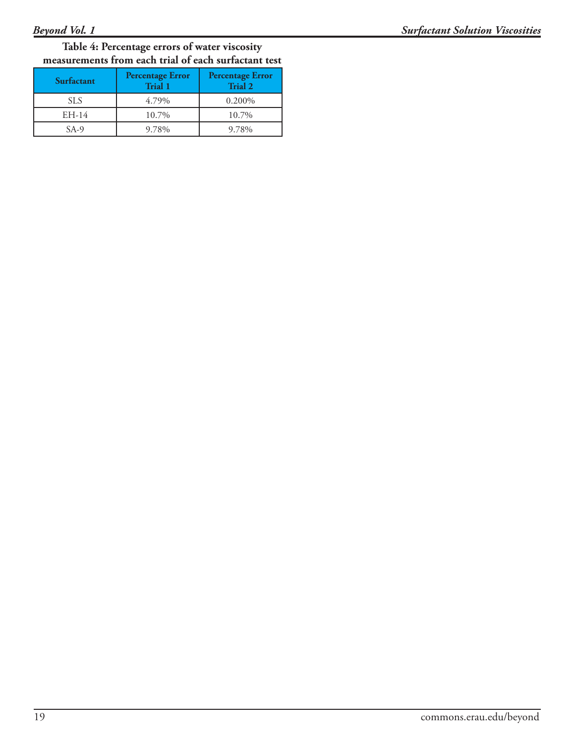**Table 4: Percentage errors of water viscosity measurements from each trial of each surfactant test**

| Surfactant | Percentage Error Trial 1 | Percentage Error Trial 2 |
|---|---|---|
| SLS | 4.79% | 0.200% |
| EH-14 | 10.7% | 10.7% |
| SA-9 | 9.78% | 9.78% |